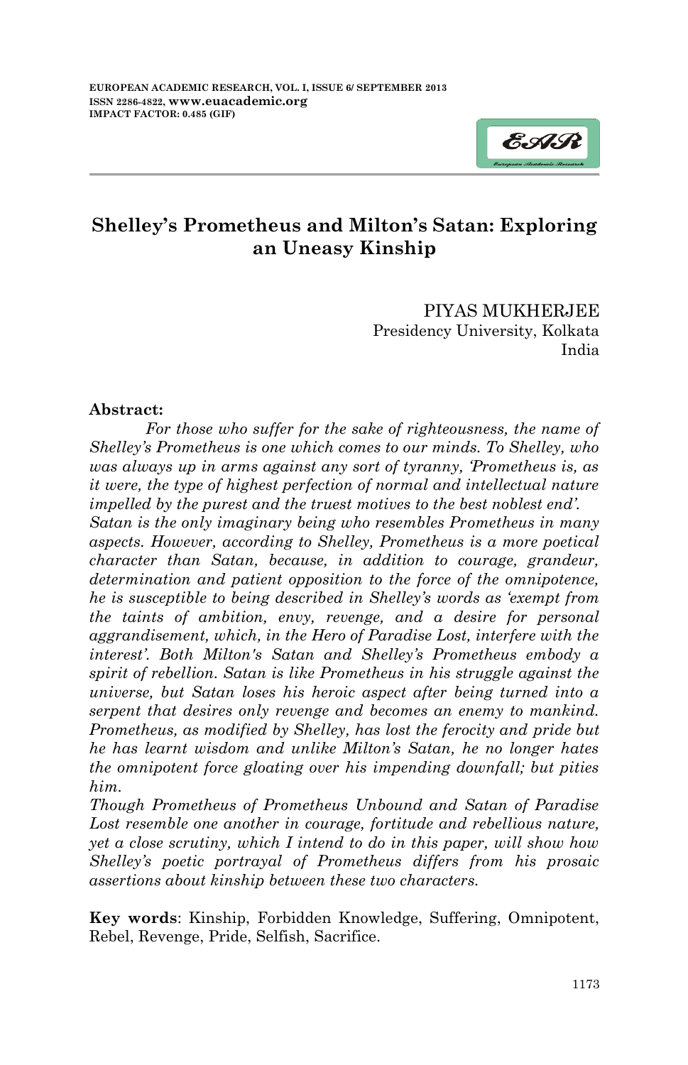# Shelley's Prometheus and Milton's Satan: Exploring an Uneasy Kinship

PIYAS MUKHERJEE
Presidency University, Kolkata
India

**Abstract:**

*For those who suffer for the sake of righteousness, the name of Shelley's Prometheus is one which comes to our minds. To Shelley, who was always up in arms against any sort of tyranny, 'Prometheus is, as it were, the type of highest perfection of normal and intellectual nature impelled by the purest and the truest motives to the best noblest end'. Satan is the only imaginary being who resembles Prometheus in many aspects. However, according to Shelley, Prometheus is a more poetical character than Satan, because, in addition to courage, grandeur, determination and patient opposition to the force of the omnipotence, he is susceptible to being described in Shelley's words as 'exempt from the taints of ambition, envy, revenge, and a desire for personal aggrandisement, which, in the Hero of Paradise Lost, interfere with the interest'. Both Milton's Satan and Shelley's Prometheus embody a spirit of rebellion. Satan is like Prometheus in his struggle against the universe, but Satan loses his heroic aspect after being turned into a serpent that desires only revenge and becomes an enemy to mankind. Prometheus, as modified by Shelley, has lost the ferocity and pride but he has learnt wisdom and unlike Milton's Satan, he no longer hates the omnipotent force gloating over his impending downfall; but pities him.*

*Though Prometheus of Prometheus Unbound and Satan of Paradise Lost resemble one another in courage, fortitude and rebellious nature, yet a close scrutiny, which I intend to do in this paper, will show how Shelley's poetic portrayal of Prometheus differs from his prosaic assertions about kinship between these two characters.*

**Key words**: Kinship, Forbidden Knowledge, Suffering, Omnipotent, Rebel, Revenge, Pride, Selfish, Sacrifice.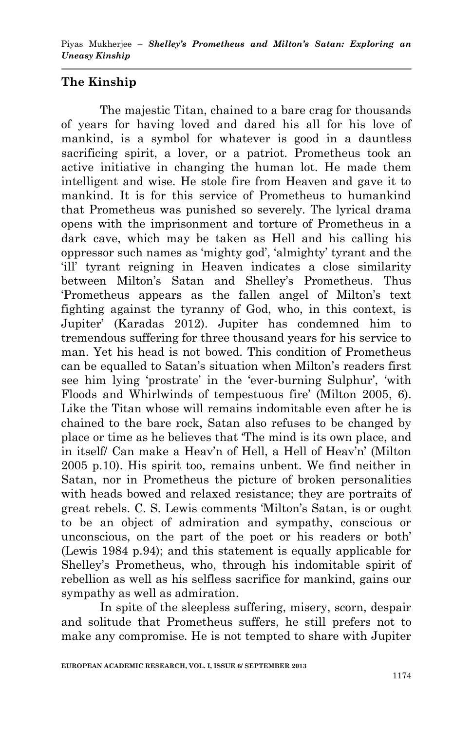## The Kinship

The majestic Titan, chained to a bare crag for thousands of years for having loved and dared his all for his love of mankind, is a symbol for whatever is good in a dauntless sacrificing spirit, a lover, or a patriot. Prometheus took an active initiative in changing the human lot. He made them intelligent and wise. He stole fire from Heaven and gave it to mankind. It is for this service of Prometheus to humankind that Prometheus was punished so severely. The lyrical drama opens with the imprisonment and torture of Prometheus in a dark cave, which may be taken as Hell and his calling his oppressor such names as 'mighty god', 'almighty' tyrant and the 'ill' tyrant reigning in Heaven indicates a close similarity between Milton's Satan and Shelley's Prometheus. Thus 'Prometheus appears as the fallen angel of Milton's text fighting against the tyranny of God, who, in this context, is Jupiter' (Karadas 2012). Jupiter has condemned him to tremendous suffering for three thousand years for his service to man. Yet his head is not bowed. This condition of Prometheus can be equalled to Satan's situation when Milton's readers first see him lying 'prostrate' in the 'ever-burning Sulphur', 'with Floods and Whirlwinds of tempestuous fire' (Milton 2005, 6). Like the Titan whose will remains indomitable even after he is chained to the bare rock, Satan also refuses to be changed by place or time as he believes that 'The mind is its own place, and in itself/ Can make a Heav'n of Hell, a Hell of Heav'n' (Milton 2005 p.10). His spirit too, remains unbent. We find neither in Satan, nor in Prometheus the picture of broken personalities with heads bowed and relaxed resistance; they are portraits of great rebels. C. S. Lewis comments 'Milton's Satan, is or ought to be an object of admiration and sympathy, conscious or unconscious, on the part of the poet or his readers or both' (Lewis 1984 p.94); and this statement is equally applicable for Shelley's Prometheus, who, through his indomitable spirit of rebellion as well as his selfless sacrifice for mankind, gains our sympathy as well as admiration.

In spite of the sleepless suffering, misery, scorn, despair and solitude that Prometheus suffers, he still prefers not to make any compromise. He is not tempted to share with Jupiter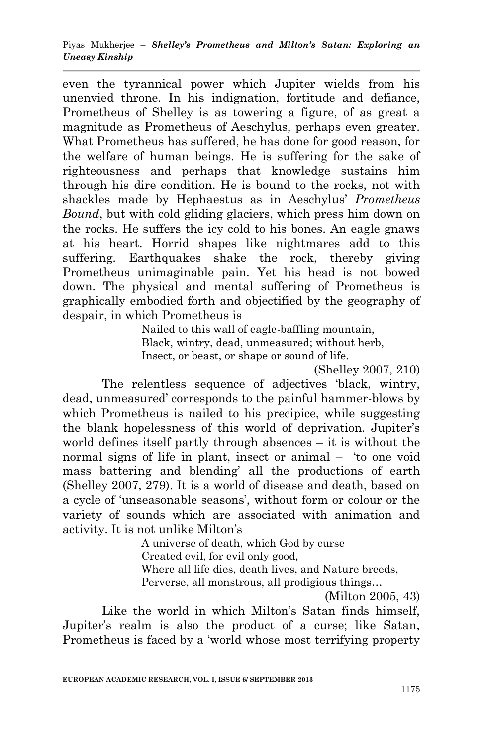even the tyrannical power which Jupiter wields from his unenvied throne. In his indignation, fortitude and defiance, Prometheus of Shelley is as towering a figure, of as great a magnitude as Prometheus of Aeschylus, perhaps even greater. What Prometheus has suffered, he has done for good reason, for the welfare of human beings. He is suffering for the sake of righteousness and perhaps that knowledge sustains him through his dire condition. He is bound to the rocks, not with shackles made by Hephaestus as in Aeschylus' *Prometheus Bound*, but with cold gliding glaciers, which press him down on the rocks. He suffers the icy cold to his bones. An eagle gnaws at his heart. Horrid shapes like nightmares add to this suffering. Earthquakes shake the rock, thereby giving Prometheus unimaginable pain. Yet his head is not bowed down. The physical and mental suffering of Prometheus is graphically embodied forth and objectified by the geography of despair, in which Prometheus is

> Nailed to this wall of eagle-baffling mountain,
> Black, wintry, dead, unmeasured; without herb,
> Insect, or beast, or shape or sound of life.
>
> (Shelley 2007, 210)

The relentless sequence of adjectives 'black, wintry, dead, unmeasured' corresponds to the painful hammer-blows by which Prometheus is nailed to his precipice, while suggesting the blank hopelessness of this world of deprivation. Jupiter's world defines itself partly through absences – it is without the normal signs of life in plant, insect or animal – 'to one void mass battering and blending' all the productions of earth (Shelley 2007, 279). It is a world of disease and death, based on a cycle of 'unseasonable seasons', without form or colour or the variety of sounds which are associated with animation and activity. It is not unlike Milton's

> A universe of death, which God by curse
> Created evil, for evil only good,
> Where all life dies, death lives, and Nature breeds,
> Perverse, all monstrous, all prodigious things…
>
> (Milton 2005, 43)

Like the world in which Milton's Satan finds himself, Jupiter's realm is also the product of a curse; like Satan, Prometheus is faced by a 'world whose most terrifying property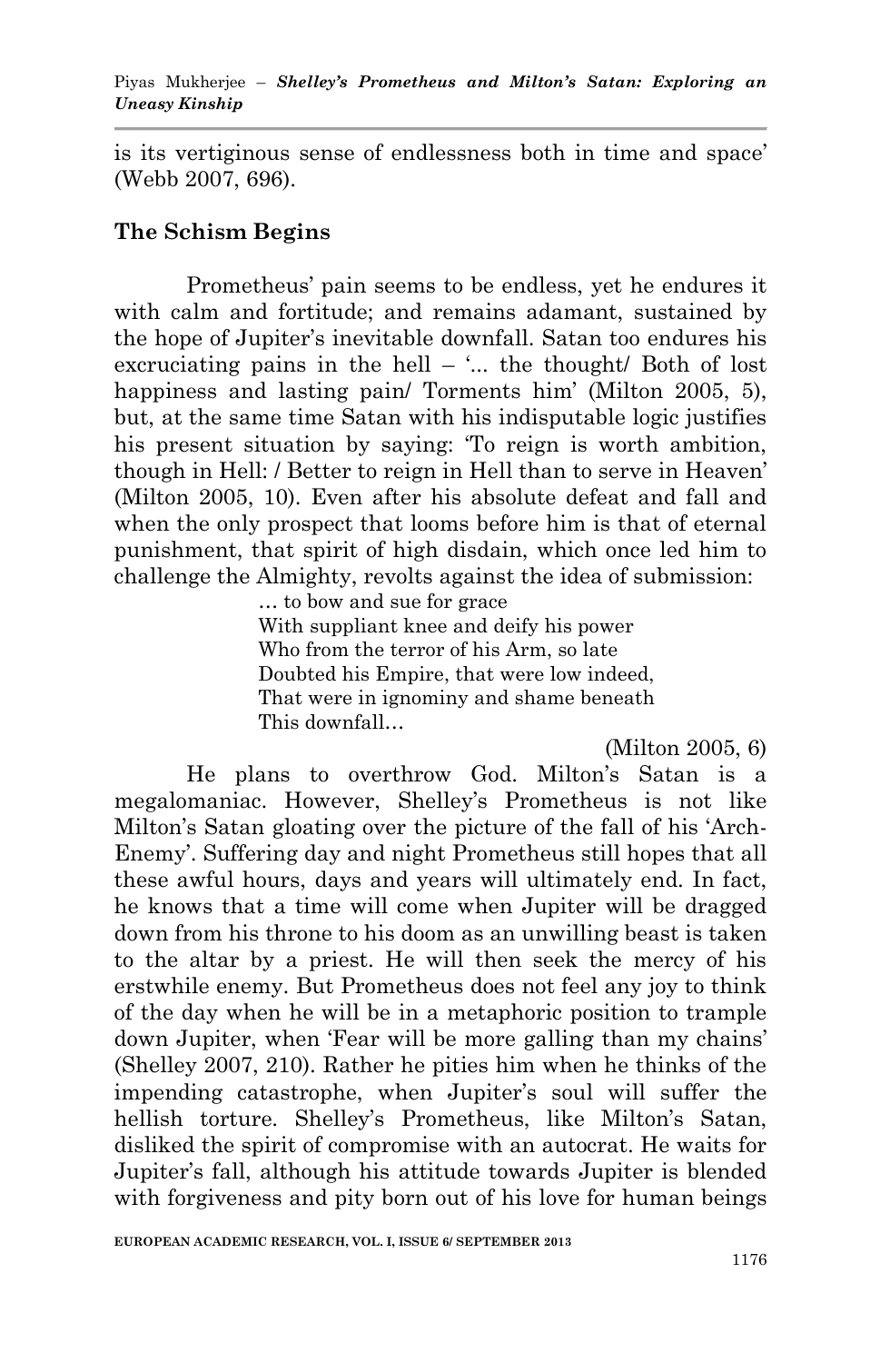is its vertiginous sense of endlessness both in time and space' (Webb 2007, 696).

## The Schism Begins

Prometheus' pain seems to be endless, yet he endures it with calm and fortitude; and remains adamant, sustained by the hope of Jupiter's inevitable downfall. Satan too endures his excruciating pains in the hell – '... the thought/ Both of lost happiness and lasting pain/ Torments him' (Milton 2005, 5), but, at the same time Satan with his indisputable logic justifies his present situation by saying: 'To reign is worth ambition, though in Hell: / Better to reign in Hell than to serve in Heaven' (Milton 2005, 10). Even after his absolute defeat and fall and when the only prospect that looms before him is that of eternal punishment, that spirit of high disdain, which once led him to challenge the Almighty, revolts against the idea of submission:

> … to bow and sue for grace
> With suppliant knee and deify his power
> Who from the terror of his Arm, so late
> Doubted his Empire, that were low indeed,
> That were in ignominy and shame beneath
> This downfall…
>
> (Milton 2005, 6)

He plans to overthrow God. Milton's Satan is a megalomaniac. However, Shelley's Prometheus is not like Milton's Satan gloating over the picture of the fall of his 'Arch-Enemy'. Suffering day and night Prometheus still hopes that all these awful hours, days and years will ultimately end. In fact, he knows that a time will come when Jupiter will be dragged down from his throne to his doom as an unwilling beast is taken to the altar by a priest. He will then seek the mercy of his erstwhile enemy. But Prometheus does not feel any joy to think of the day when he will be in a metaphoric position to trample down Jupiter, when 'Fear will be more galling than my chains' (Shelley 2007, 210). Rather he pities him when he thinks of the impending catastrophe, when Jupiter's soul will suffer the hellish torture. Shelley's Prometheus, like Milton's Satan, disliked the spirit of compromise with an autocrat. He waits for Jupiter's fall, although his attitude towards Jupiter is blended with forgiveness and pity born out of his love for human beings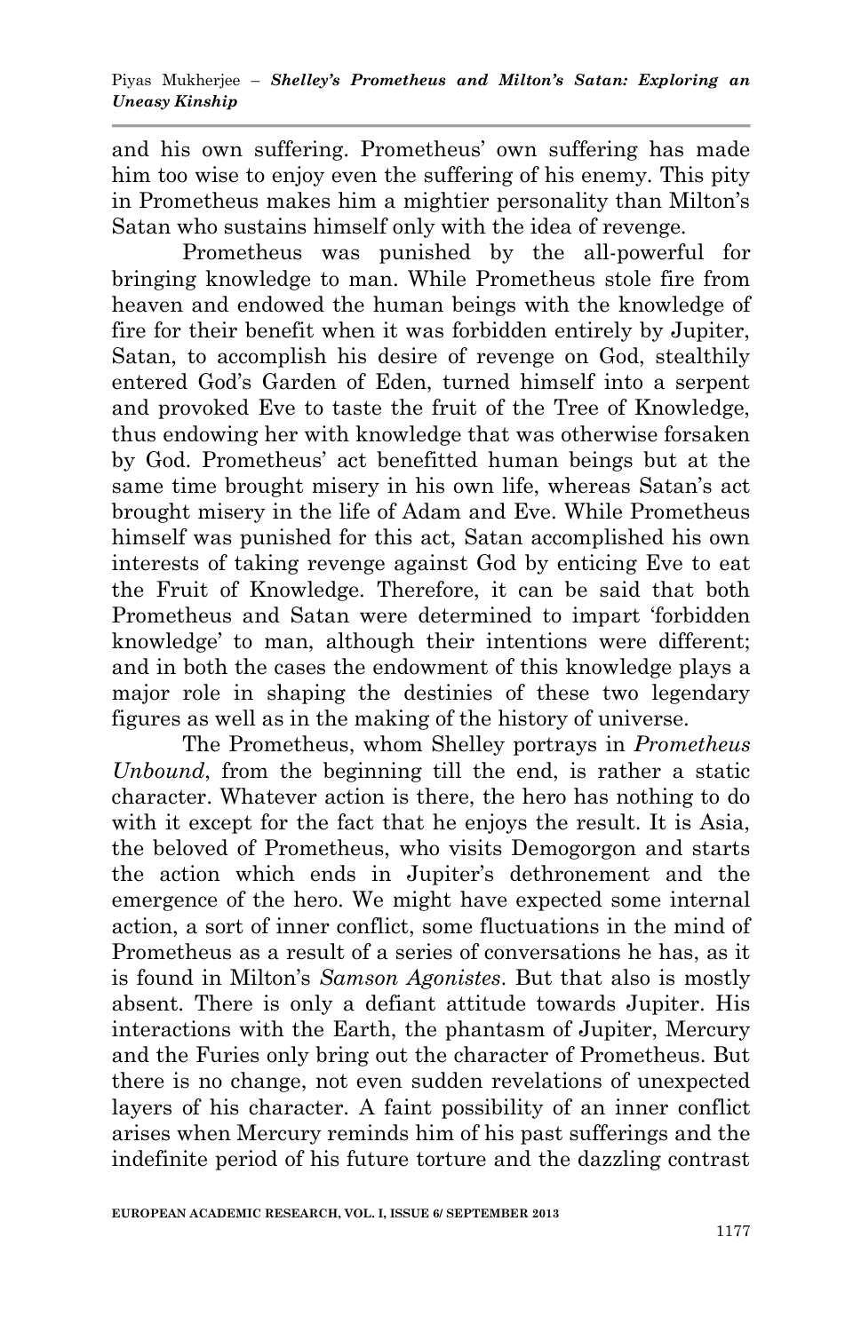and his own suffering. Prometheus' own suffering has made him too wise to enjoy even the suffering of his enemy. This pity in Prometheus makes him a mightier personality than Milton's Satan who sustains himself only with the idea of revenge.

Prometheus was punished by the all-powerful for bringing knowledge to man. While Prometheus stole fire from heaven and endowed the human beings with the knowledge of fire for their benefit when it was forbidden entirely by Jupiter, Satan, to accomplish his desire of revenge on God, stealthily entered God's Garden of Eden, turned himself into a serpent and provoked Eve to taste the fruit of the Tree of Knowledge, thus endowing her with knowledge that was otherwise forsaken by God. Prometheus' act benefitted human beings but at the same time brought misery in his own life, whereas Satan's act brought misery in the life of Adam and Eve. While Prometheus himself was punished for this act, Satan accomplished his own interests of taking revenge against God by enticing Eve to eat the Fruit of Knowledge. Therefore, it can be said that both Prometheus and Satan were determined to impart 'forbidden knowledge' to man, although their intentions were different; and in both the cases the endowment of this knowledge plays a major role in shaping the destinies of these two legendary figures as well as in the making of the history of universe.

The Prometheus, whom Shelley portrays in *Prometheus Unbound*, from the beginning till the end, is rather a static character. Whatever action is there, the hero has nothing to do with it except for the fact that he enjoys the result. It is Asia, the beloved of Prometheus, who visits Demogorgon and starts the action which ends in Jupiter's dethronement and the emergence of the hero. We might have expected some internal action, a sort of inner conflict, some fluctuations in the mind of Prometheus as a result of a series of conversations he has, as it is found in Milton's *Samson Agonistes*. But that also is mostly absent. There is only a defiant attitude towards Jupiter. His interactions with the Earth, the phantasm of Jupiter, Mercury and the Furies only bring out the character of Prometheus. But there is no change, not even sudden revelations of unexpected layers of his character. A faint possibility of an inner conflict arises when Mercury reminds him of his past sufferings and the indefinite period of his future torture and the dazzling contrast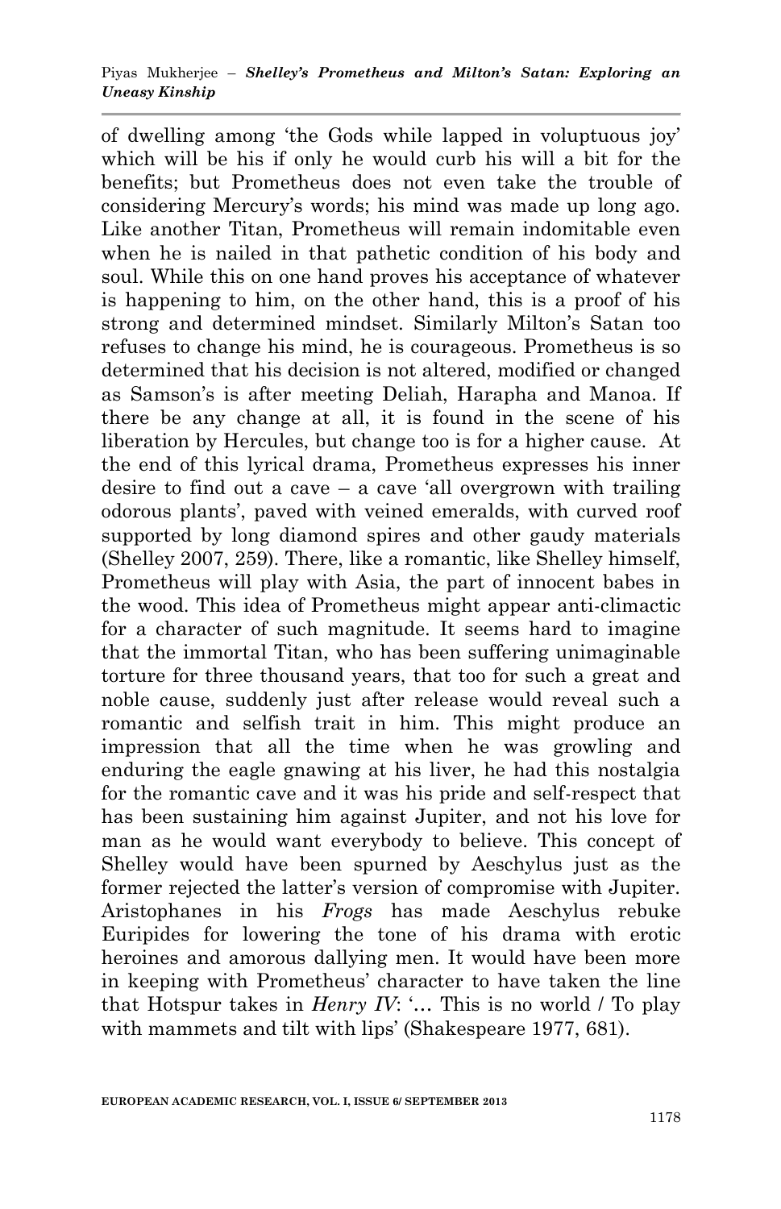of dwelling among 'the Gods while lapped in voluptuous joy' which will be his if only he would curb his will a bit for the benefits; but Prometheus does not even take the trouble of considering Mercury's words; his mind was made up long ago. Like another Titan, Prometheus will remain indomitable even when he is nailed in that pathetic condition of his body and soul. While this on one hand proves his acceptance of whatever is happening to him, on the other hand, this is a proof of his strong and determined mindset. Similarly Milton's Satan too refuses to change his mind, he is courageous. Prometheus is so determined that his decision is not altered, modified or changed as Samson's is after meeting Deliah, Harapha and Manoa. If there be any change at all, it is found in the scene of his liberation by Hercules, but change too is for a higher cause. At the end of this lyrical drama, Prometheus expresses his inner desire to find out a cave – a cave 'all overgrown with trailing odorous plants', paved with veined emeralds, with curved roof supported by long diamond spires and other gaudy materials (Shelley 2007, 259). There, like a romantic, like Shelley himself, Prometheus will play with Asia, the part of innocent babes in the wood. This idea of Prometheus might appear anti-climactic for a character of such magnitude. It seems hard to imagine that the immortal Titan, who has been suffering unimaginable torture for three thousand years, that too for such a great and noble cause, suddenly just after release would reveal such a romantic and selfish trait in him. This might produce an impression that all the time when he was growling and enduring the eagle gnawing at his liver, he had this nostalgia for the romantic cave and it was his pride and self-respect that has been sustaining him against Jupiter, and not his love for man as he would want everybody to believe. This concept of Shelley would have been spurned by Aeschylus just as the former rejected the latter's version of compromise with Jupiter. Aristophanes in his *Frogs* has made Aeschylus rebuke Euripides for lowering the tone of his drama with erotic heroines and amorous dallying men. It would have been more in keeping with Prometheus' character to have taken the line that Hotspur takes in *Henry IV*: '… This is no world / To play with mammets and tilt with lips' (Shakespeare 1977, 681).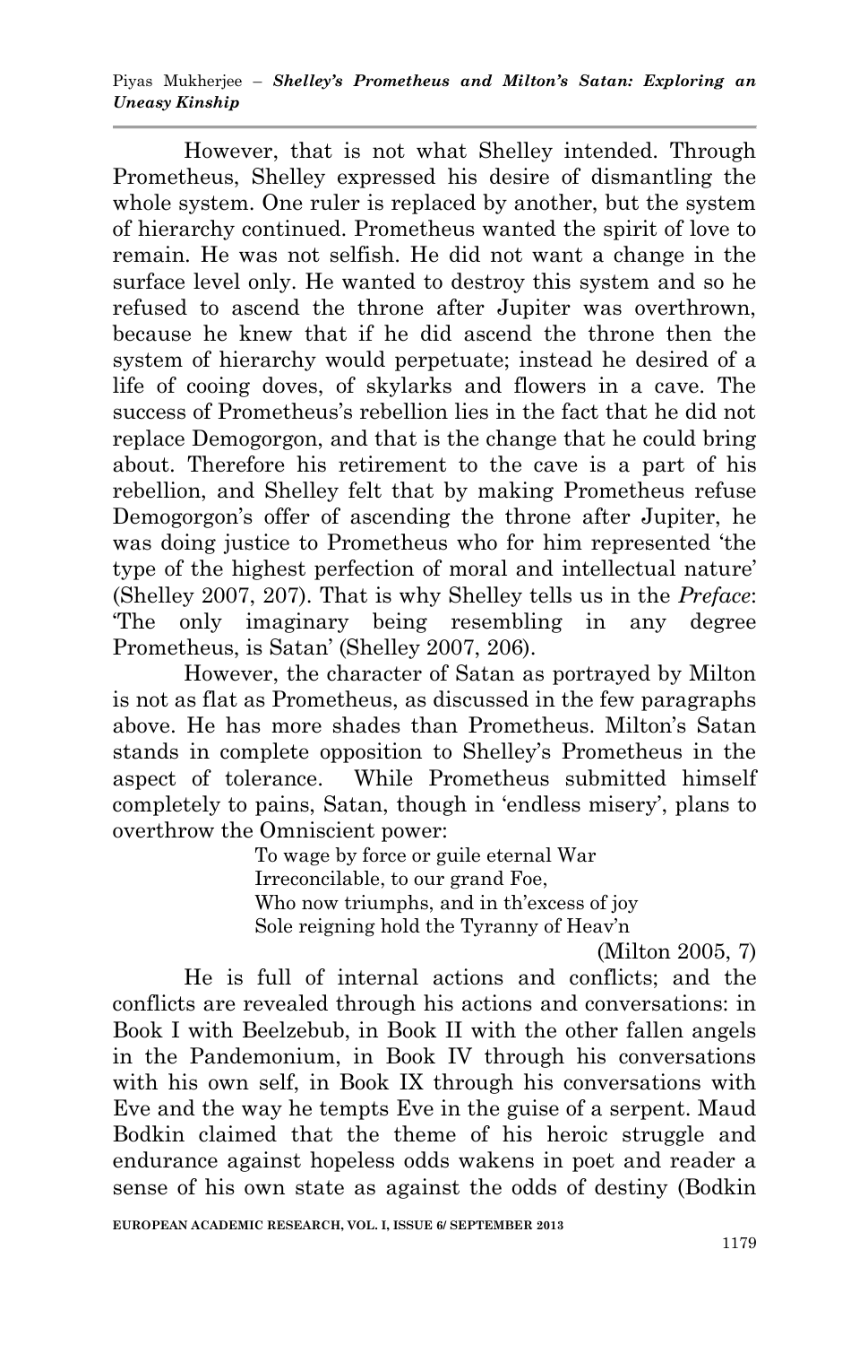However, that is not what Shelley intended. Through Prometheus, Shelley expressed his desire of dismantling the whole system. One ruler is replaced by another, but the system of hierarchy continued. Prometheus wanted the spirit of love to remain. He was not selfish. He did not want a change in the surface level only. He wanted to destroy this system and so he refused to ascend the throne after Jupiter was overthrown, because he knew that if he did ascend the throne then the system of hierarchy would perpetuate; instead he desired of a life of cooing doves, of skylarks and flowers in a cave. The success of Prometheus's rebellion lies in the fact that he did not replace Demogorgon, and that is the change that he could bring about. Therefore his retirement to the cave is a part of his rebellion, and Shelley felt that by making Prometheus refuse Demogorgon's offer of ascending the throne after Jupiter, he was doing justice to Prometheus who for him represented 'the type of the highest perfection of moral and intellectual nature' (Shelley 2007, 207). That is why Shelley tells us in the *Preface*: 'The only imaginary being resembling in any degree Prometheus, is Satan' (Shelley 2007, 206).

However, the character of Satan as portrayed by Milton is not as flat as Prometheus, as discussed in the few paragraphs above. He has more shades than Prometheus. Milton's Satan stands in complete opposition to Shelley's Prometheus in the aspect of tolerance. While Prometheus submitted himself completely to pains, Satan, though in 'endless misery', plans to overthrow the Omniscient power:

> To wage by force or guile eternal War
> Irreconcilable, to our grand Foe,
> Who now triumphs, and in th'excess of joy
> Sole reigning hold the Tyranny of Heav'n
>
> (Milton 2005, 7)

He is full of internal actions and conflicts; and the conflicts are revealed through his actions and conversations: in Book I with Beelzebub, in Book II with the other fallen angels in the Pandemonium, in Book IV through his conversations with his own self, in Book IX through his conversations with Eve and the way he tempts Eve in the guise of a serpent. Maud Bodkin claimed that the theme of his heroic struggle and endurance against hopeless odds wakens in poet and reader a sense of his own state as against the odds of destiny (Bodkin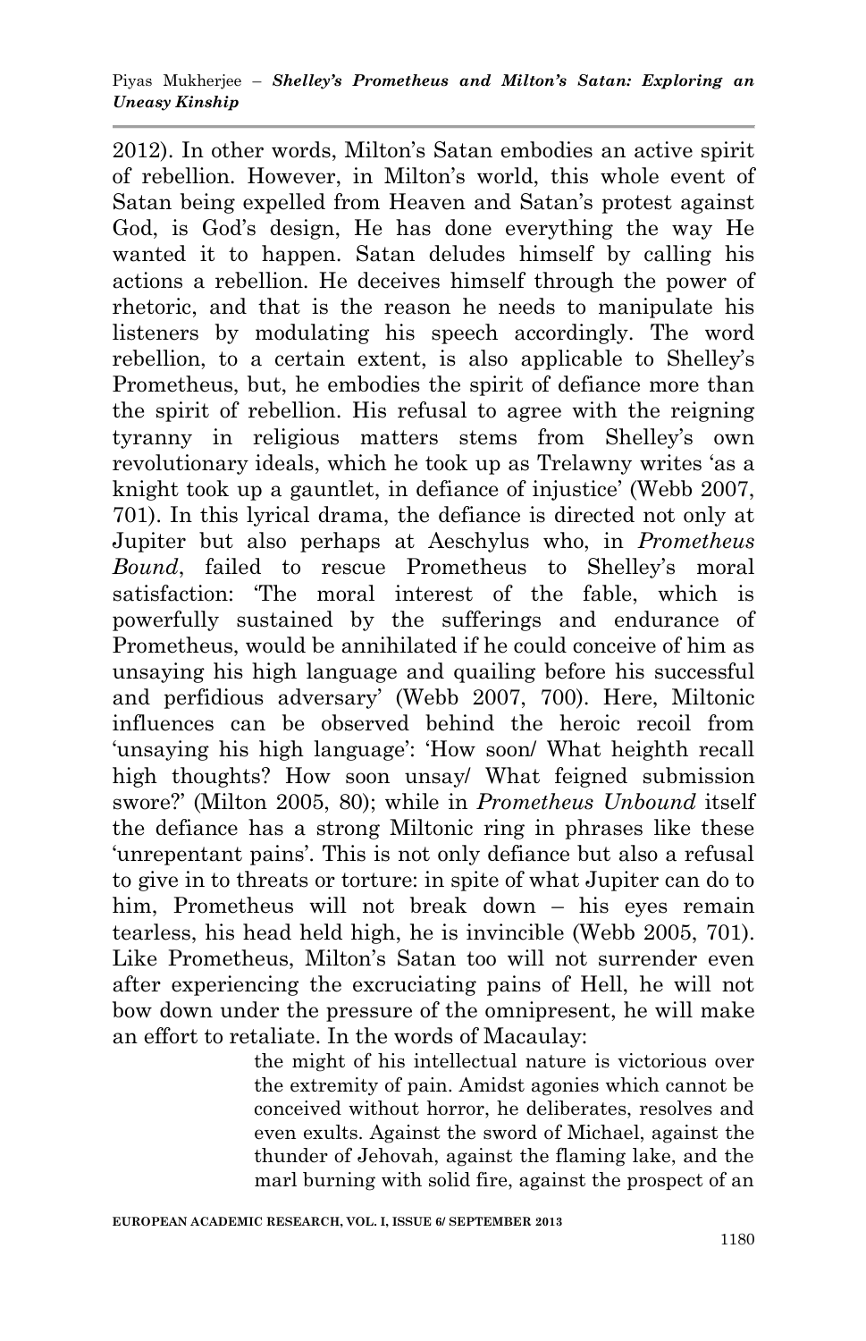2012). In other words, Milton's Satan embodies an active spirit of rebellion. However, in Milton's world, this whole event of Satan being expelled from Heaven and Satan's protest against God, is God's design, He has done everything the way He wanted it to happen. Satan deludes himself by calling his actions a rebellion. He deceives himself through the power of rhetoric, and that is the reason he needs to manipulate his listeners by modulating his speech accordingly. The word rebellion, to a certain extent, is also applicable to Shelley's Prometheus, but, he embodies the spirit of defiance more than the spirit of rebellion. His refusal to agree with the reigning tyranny in religious matters stems from Shelley's own revolutionary ideals, which he took up as Trelawny writes 'as a knight took up a gauntlet, in defiance of injustice' (Webb 2007, 701). In this lyrical drama, the defiance is directed not only at Jupiter but also perhaps at Aeschylus who, in *Prometheus Bound*, failed to rescue Prometheus to Shelley's moral satisfaction: 'The moral interest of the fable, which is powerfully sustained by the sufferings and endurance of Prometheus, would be annihilated if he could conceive of him as unsaying his high language and quailing before his successful and perfidious adversary' (Webb 2007, 700). Here, Miltonic influences can be observed behind the heroic recoil from 'unsaying his high language': 'How soon/ What heighth recall high thoughts? How soon unsay/ What feigned submission swore?' (Milton 2005, 80); while in *Prometheus Unbound* itself the defiance has a strong Miltonic ring in phrases like these 'unrepentant pains'. This is not only defiance but also a refusal to give in to threats or torture: in spite of what Jupiter can do to him, Prometheus will not break down – his eyes remain tearless, his head held high, he is invincible (Webb 2005, 701). Like Prometheus, Milton's Satan too will not surrender even after experiencing the excruciating pains of Hell, he will not bow down under the pressure of the omnipresent, he will make an effort to retaliate. In the words of Macaulay:

> the might of his intellectual nature is victorious over the extremity of pain. Amidst agonies which cannot be conceived without horror, he deliberates, resolves and even exults. Against the sword of Michael, against the thunder of Jehovah, against the flaming lake, and the marl burning with solid fire, against the prospect of an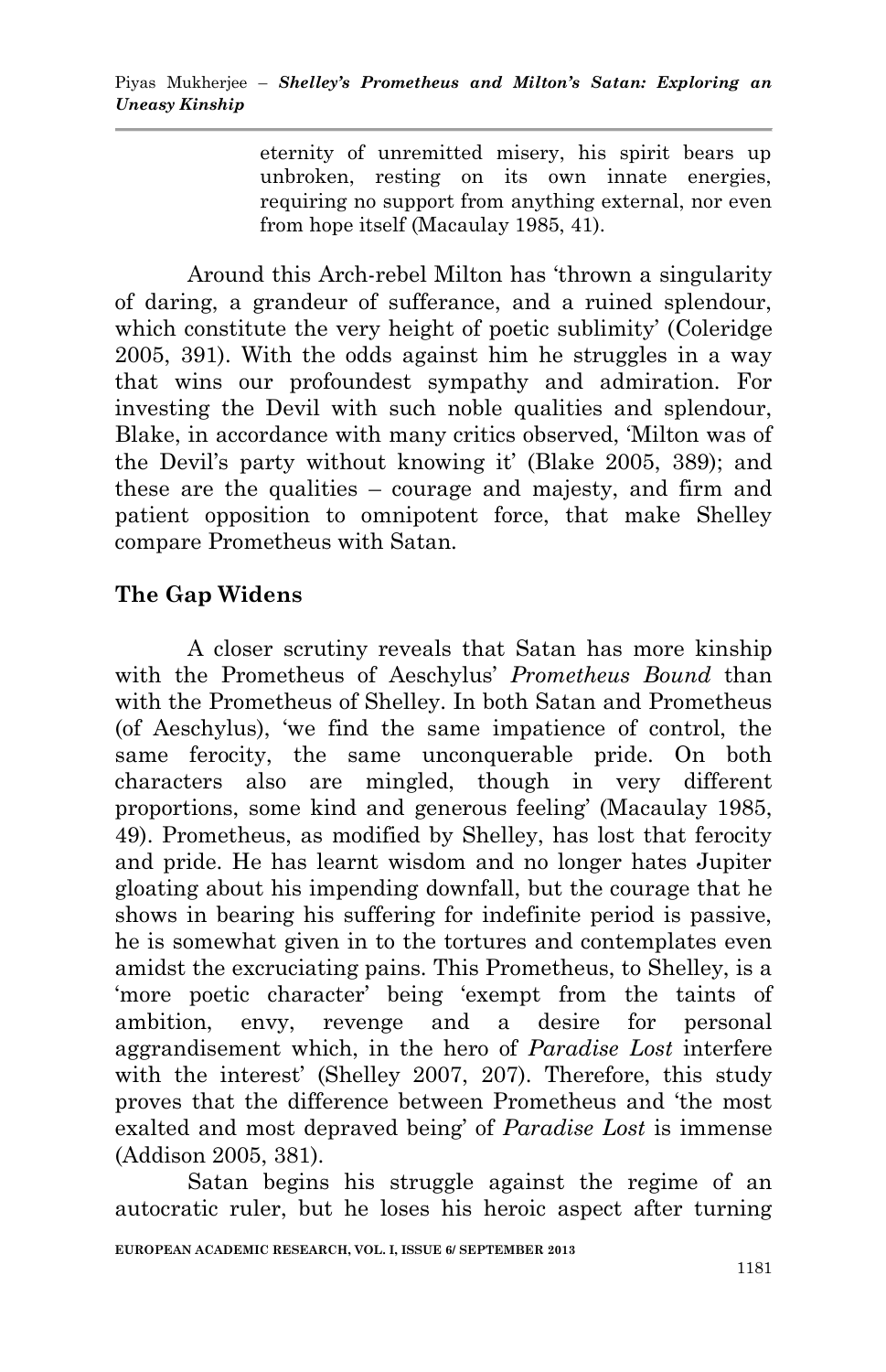> eternity of unremitted misery, his spirit bears up unbroken, resting on its own innate energies, requiring no support from anything external, nor even from hope itself (Macaulay 1985, 41).

Around this Arch-rebel Milton has 'thrown a singularity of daring, a grandeur of sufferance, and a ruined splendour, which constitute the very height of poetic sublimity' (Coleridge 2005, 391). With the odds against him he struggles in a way that wins our profoundest sympathy and admiration. For investing the Devil with such noble qualities and splendour, Blake, in accordance with many critics observed, 'Milton was of the Devil's party without knowing it' (Blake 2005, 389); and these are the qualities – courage and majesty, and firm and patient opposition to omnipotent force, that make Shelley compare Prometheus with Satan.

## The Gap Widens

A closer scrutiny reveals that Satan has more kinship with the Prometheus of Aeschylus' *Prometheus Bound* than with the Prometheus of Shelley. In both Satan and Prometheus (of Aeschylus), 'we find the same impatience of control, the same ferocity, the same unconquerable pride. On both characters also are mingled, though in very different proportions, some kind and generous feeling' (Macaulay 1985, 49). Prometheus, as modified by Shelley, has lost that ferocity and pride. He has learnt wisdom and no longer hates Jupiter gloating about his impending downfall, but the courage that he shows in bearing his suffering for indefinite period is passive, he is somewhat given in to the tortures and contemplates even amidst the excruciating pains. This Prometheus, to Shelley, is a 'more poetic character' being 'exempt from the taints of ambition, envy, revenge and a desire for personal aggrandisement which, in the hero of *Paradise Lost* interfere with the interest' (Shelley 2007, 207). Therefore, this study proves that the difference between Prometheus and 'the most exalted and most depraved being' of *Paradise Lost* is immense (Addison 2005, 381).

Satan begins his struggle against the regime of an autocratic ruler, but he loses his heroic aspect after turning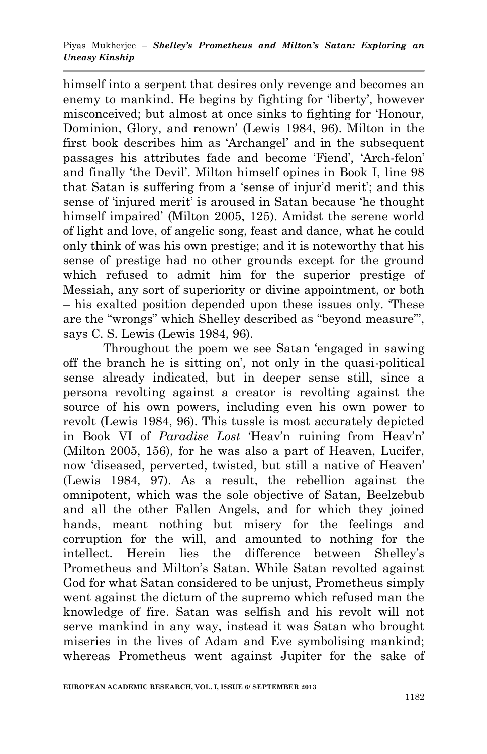himself into a serpent that desires only revenge and becomes an enemy to mankind. He begins by fighting for 'liberty', however misconceived; but almost at once sinks to fighting for 'Honour, Dominion, Glory, and renown' (Lewis 1984, 96). Milton in the first book describes him as 'Archangel' and in the subsequent passages his attributes fade and become 'Fiend', 'Arch-felon' and finally 'the Devil'. Milton himself opines in Book I, line 98 that Satan is suffering from a 'sense of injur'd merit'; and this sense of 'injured merit' is aroused in Satan because 'he thought himself impaired' (Milton 2005, 125). Amidst the serene world of light and love, of angelic song, feast and dance, what he could only think of was his own prestige; and it is noteworthy that his sense of prestige had no other grounds except for the ground which refused to admit him for the superior prestige of Messiah, any sort of superiority or divine appointment, or both – his exalted position depended upon these issues only. 'These are the "wrongs" which Shelley described as "beyond measure"', says C. S. Lewis (Lewis 1984, 96).

Throughout the poem we see Satan 'engaged in sawing off the branch he is sitting on', not only in the quasi-political sense already indicated, but in deeper sense still, since a persona revolting against a creator is revolting against the source of his own powers, including even his own power to revolt (Lewis 1984, 96). This tussle is most accurately depicted in Book VI of *Paradise Lost* 'Heav'n ruining from Heav'n' (Milton 2005, 156), for he was also a part of Heaven, Lucifer, now 'diseased, perverted, twisted, but still a native of Heaven' (Lewis 1984, 97). As a result, the rebellion against the omnipotent, which was the sole objective of Satan, Beelzebub and all the other Fallen Angels, and for which they joined hands, meant nothing but misery for the feelings and corruption for the will, and amounted to nothing for the intellect. Herein lies the difference between Shelley's Prometheus and Milton's Satan. While Satan revolted against God for what Satan considered to be unjust, Prometheus simply went against the dictum of the supremo which refused man the knowledge of fire. Satan was selfish and his revolt will not serve mankind in any way, instead it was Satan who brought miseries in the lives of Adam and Eve symbolising mankind; whereas Prometheus went against Jupiter for the sake of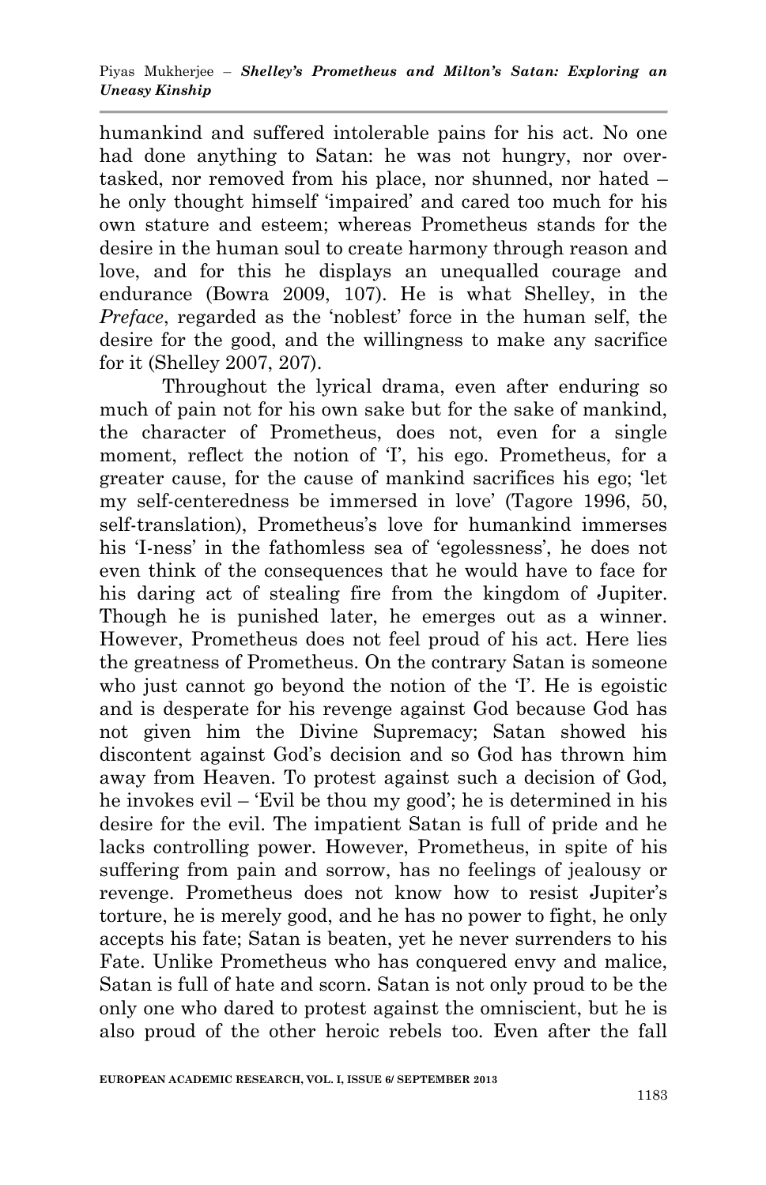humankind and suffered intolerable pains for his act. No one had done anything to Satan: he was not hungry, nor over-tasked, nor removed from his place, nor shunned, nor hated – he only thought himself 'impaired' and cared too much for his own stature and esteem; whereas Prometheus stands for the desire in the human soul to create harmony through reason and love, and for this he displays an unequalled courage and endurance (Bowra 2009, 107). He is what Shelley, in the *Preface*, regarded as the 'noblest' force in the human self, the desire for the good, and the willingness to make any sacrifice for it (Shelley 2007, 207).

Throughout the lyrical drama, even after enduring so much of pain not for his own sake but for the sake of mankind, the character of Prometheus, does not, even for a single moment, reflect the notion of 'I', his ego. Prometheus, for a greater cause, for the cause of mankind sacrifices his ego; 'let my self-centeredness be immersed in love' (Tagore 1996, 50, self-translation), Prometheus's love for humankind immerses his 'I-ness' in the fathomless sea of 'egolessness', he does not even think of the consequences that he would have to face for his daring act of stealing fire from the kingdom of Jupiter. Though he is punished later, he emerges out as a winner. However, Prometheus does not feel proud of his act. Here lies the greatness of Prometheus. On the contrary Satan is someone who just cannot go beyond the notion of the 'I'. He is egoistic and is desperate for his revenge against God because God has not given him the Divine Supremacy; Satan showed his discontent against God's decision and so God has thrown him away from Heaven. To protest against such a decision of God, he invokes evil – 'Evil be thou my good'; he is determined in his desire for the evil. The impatient Satan is full of pride and he lacks controlling power. However, Prometheus, in spite of his suffering from pain and sorrow, has no feelings of jealousy or revenge. Prometheus does not know how to resist Jupiter's torture, he is merely good, and he has no power to fight, he only accepts his fate; Satan is beaten, yet he never surrenders to his Fate. Unlike Prometheus who has conquered envy and malice, Satan is full of hate and scorn. Satan is not only proud to be the only one who dared to protest against the omniscient, but he is also proud of the other heroic rebels too. Even after the fall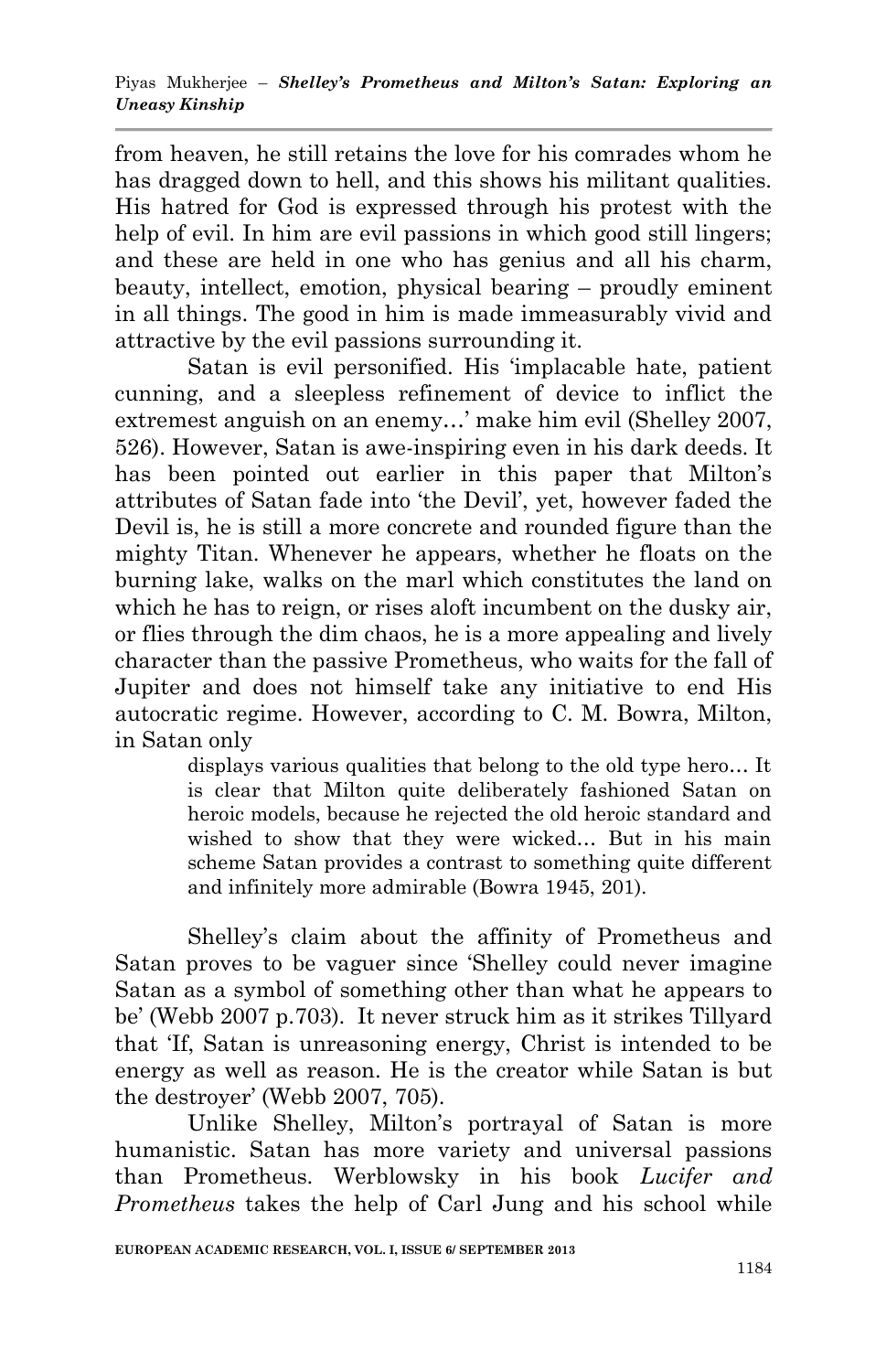from heaven, he still retains the love for his comrades whom he has dragged down to hell, and this shows his militant qualities. His hatred for God is expressed through his protest with the help of evil. In him are evil passions in which good still lingers; and these are held in one who has genius and all his charm, beauty, intellect, emotion, physical bearing – proudly eminent in all things. The good in him is made immeasurably vivid and attractive by the evil passions surrounding it.

Satan is evil personified. His 'implacable hate, patient cunning, and a sleepless refinement of device to inflict the extremest anguish on an enemy…' make him evil (Shelley 2007, 526). However, Satan is awe-inspiring even in his dark deeds. It has been pointed out earlier in this paper that Milton's attributes of Satan fade into 'the Devil', yet, however faded the Devil is, he is still a more concrete and rounded figure than the mighty Titan. Whenever he appears, whether he floats on the burning lake, walks on the marl which constitutes the land on which he has to reign, or rises aloft incumbent on the dusky air, or flies through the dim chaos, he is a more appealing and lively character than the passive Prometheus, who waits for the fall of Jupiter and does not himself take any initiative to end His autocratic regime. However, according to C. M. Bowra, Milton, in Satan only

> displays various qualities that belong to the old type hero… It is clear that Milton quite deliberately fashioned Satan on heroic models, because he rejected the old heroic standard and wished to show that they were wicked… But in his main scheme Satan provides a contrast to something quite different and infinitely more admirable (Bowra 1945, 201).

Shelley's claim about the affinity of Prometheus and Satan proves to be vaguer since 'Shelley could never imagine Satan as a symbol of something other than what he appears to be' (Webb 2007 p.703). It never struck him as it strikes Tillyard that 'If, Satan is unreasoning energy, Christ is intended to be energy as well as reason. He is the creator while Satan is but the destroyer' (Webb 2007, 705).

Unlike Shelley, Milton's portrayal of Satan is more humanistic. Satan has more variety and universal passions than Prometheus. Werblowsky in his book *Lucifer and Prometheus* takes the help of Carl Jung and his school while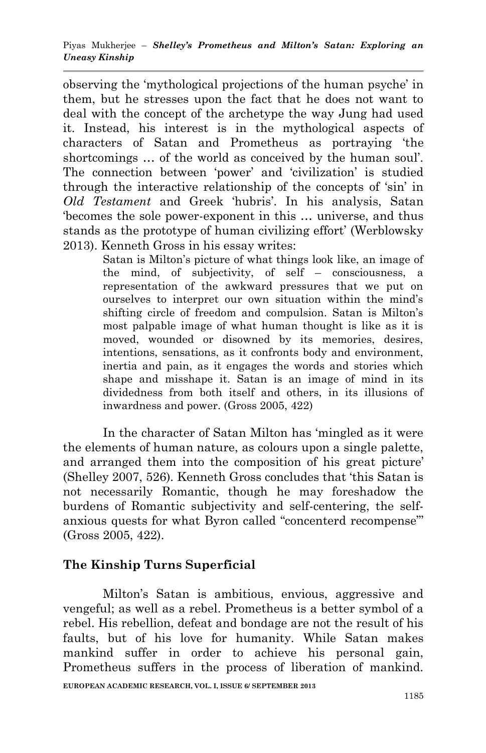observing the 'mythological projections of the human psyche' in them, but he stresses upon the fact that he does not want to deal with the concept of the archetype the way Jung had used it. Instead, his interest is in the mythological aspects of characters of Satan and Prometheus as portraying 'the shortcomings … of the world as conceived by the human soul'. The connection between 'power' and 'civilization' is studied through the interactive relationship of the concepts of 'sin' in *Old Testament* and Greek 'hubris'. In his analysis, Satan 'becomes the sole power-exponent in this … universe, and thus stands as the prototype of human civilizing effort' (Werblowsky 2013). Kenneth Gross in his essay writes:

> Satan is Milton's picture of what things look like, an image of the mind, of subjectivity, of self – consciousness, a representation of the awkward pressures that we put on ourselves to interpret our own situation within the mind's shifting circle of freedom and compulsion. Satan is Milton's most palpable image of what human thought is like as it is moved, wounded or disowned by its memories, desires, intentions, sensations, as it confronts body and environment, inertia and pain, as it engages the words and stories which shape and misshape it. Satan is an image of mind in its dividedness from both itself and others, in its illusions of inwardness and power. (Gross 2005, 422)

In the character of Satan Milton has 'mingled as it were the elements of human nature, as colours upon a single palette, and arranged them into the composition of his great picture' (Shelley 2007, 526). Kenneth Gross concludes that 'this Satan is not necessarily Romantic, though he may foreshadow the burdens of Romantic subjectivity and self-centering, the self-anxious quests for what Byron called "concenterd recompense"' (Gross 2005, 422).

## The Kinship Turns Superficial

Milton's Satan is ambitious, envious, aggressive and vengeful; as well as a rebel. Prometheus is a better symbol of a rebel. His rebellion, defeat and bondage are not the result of his faults, but of his love for humanity. While Satan makes mankind suffer in order to achieve his personal gain, Prometheus suffers in the process of liberation of mankind.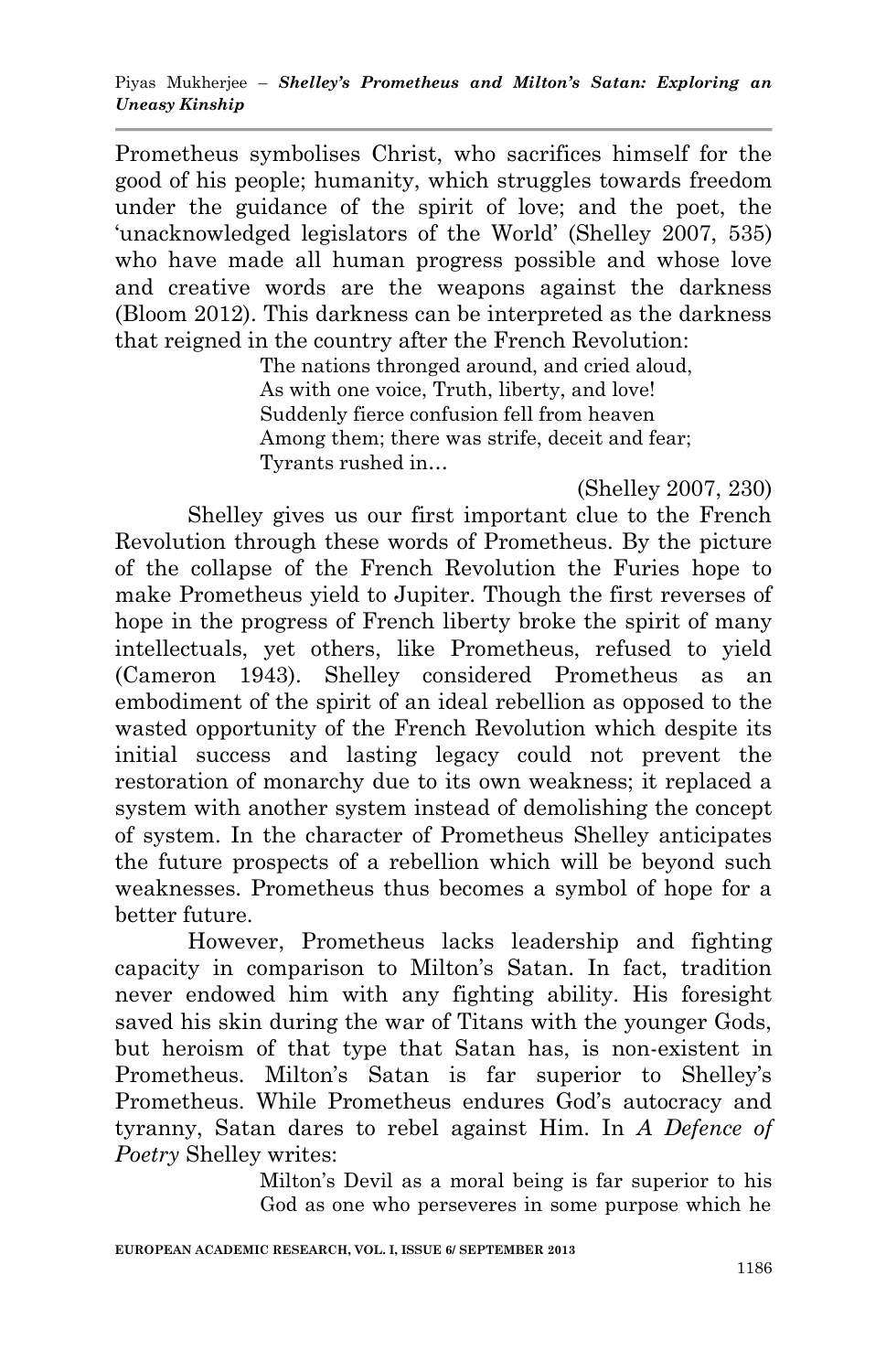Prometheus symbolises Christ, who sacrifices himself for the good of his people; humanity, which struggles towards freedom under the guidance of the spirit of love; and the poet, the 'unacknowledged legislators of the World' (Shelley 2007, 535) who have made all human progress possible and whose love and creative words are the weapons against the darkness (Bloom 2012). This darkness can be interpreted as the darkness that reigned in the country after the French Revolution:

> The nations thronged around, and cried aloud,
> As with one voice, Truth, liberty, and love!
> Suddenly fierce confusion fell from heaven
> Among them; there was strife, deceit and fear;
> Tyrants rushed in…
>
> (Shelley 2007, 230)

Shelley gives us our first important clue to the French Revolution through these words of Prometheus. By the picture of the collapse of the French Revolution the Furies hope to make Prometheus yield to Jupiter. Though the first reverses of hope in the progress of French liberty broke the spirit of many intellectuals, yet others, like Prometheus, refused to yield (Cameron 1943). Shelley considered Prometheus as an embodiment of the spirit of an ideal rebellion as opposed to the wasted opportunity of the French Revolution which despite its initial success and lasting legacy could not prevent the restoration of monarchy due to its own weakness; it replaced a system with another system instead of demolishing the concept of system. In the character of Prometheus Shelley anticipates the future prospects of a rebellion which will be beyond such weaknesses. Prometheus thus becomes a symbol of hope for a better future.

However, Prometheus lacks leadership and fighting capacity in comparison to Milton's Satan. In fact, tradition never endowed him with any fighting ability. His foresight saved his skin during the war of Titans with the younger Gods, but heroism of that type that Satan has, is non-existent in Prometheus. Milton's Satan is far superior to Shelley's Prometheus. While Prometheus endures God's autocracy and tyranny, Satan dares to rebel against Him. In *A Defence of Poetry* Shelley writes:

> Milton's Devil as a moral being is far superior to his God as one who perseveres in some purpose which he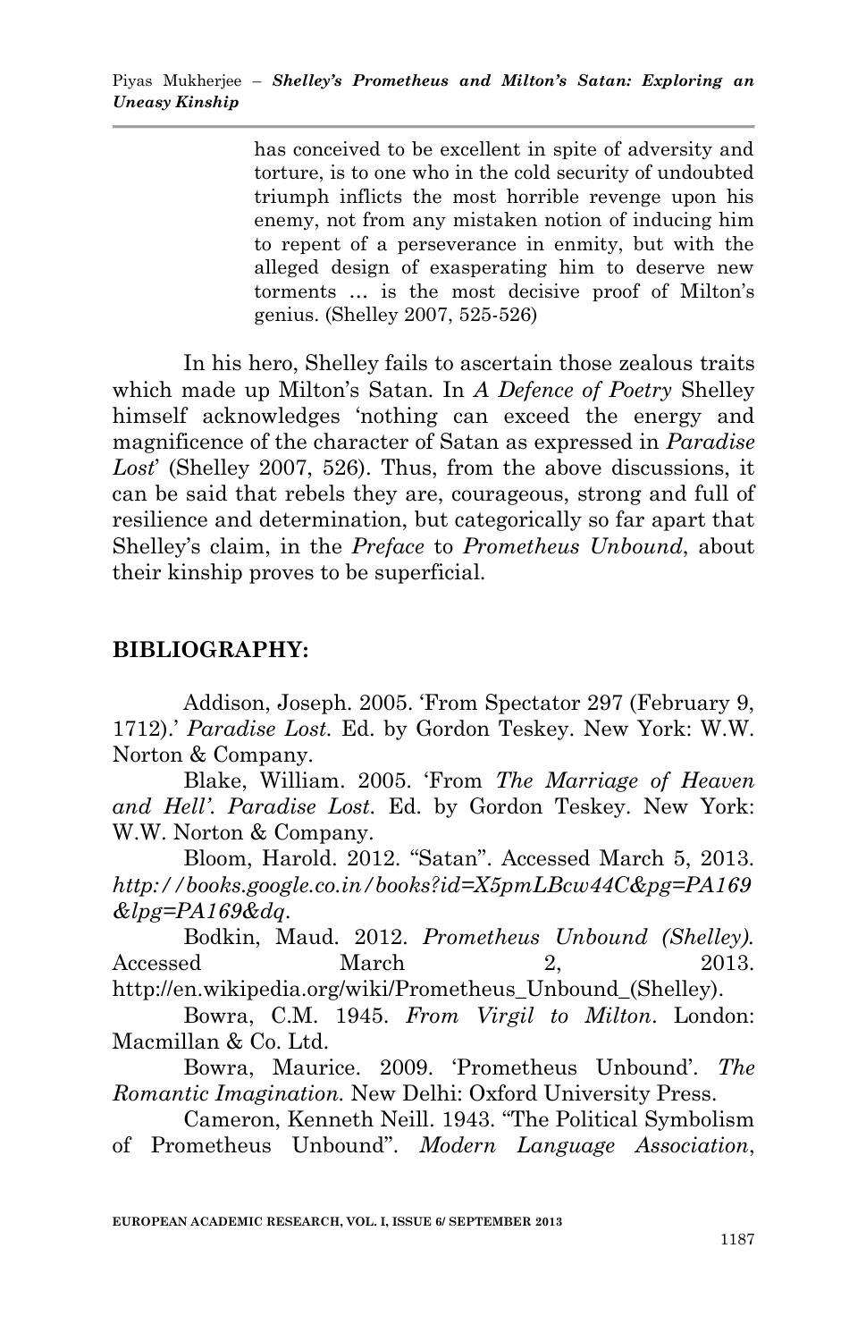> has conceived to be excellent in spite of adversity and torture, is to one who in the cold security of undoubted triumph inflicts the most horrible revenge upon his enemy, not from any mistaken notion of inducing him to repent of a perseverance in enmity, but with the alleged design of exasperating him to deserve new torments … is the most decisive proof of Milton's genius. (Shelley 2007, 525-526)

In his hero, Shelley fails to ascertain those zealous traits which made up Milton's Satan. In *A Defence of Poetry* Shelley himself acknowledges 'nothing can exceed the energy and magnificence of the character of Satan as expressed in *Paradise Lost*' (Shelley 2007, 526). Thus, from the above discussions, it can be said that rebels they are, courageous, strong and full of resilience and determination, but categorically so far apart that Shelley's claim, in the *Preface* to *Prometheus Unbound*, about their kinship proves to be superficial.

## BIBLIOGRAPHY:

Addison, Joseph. 2005. 'From Spectator 297 (February 9, 1712).' *Paradise Lost.* Ed. by Gordon Teskey. New York: W.W. Norton & Company.

Blake, William. 2005. 'From *The Marriage of Heaven and Hell'*. *Paradise Lost*. Ed. by Gordon Teskey. New York: W.W. Norton & Company.

Bloom, Harold. 2012. "Satan". Accessed March 5, 2013. *http://books.google.co.in/books?id=X5pmLBcw44C&pg=PA169&lpg=PA169&dq*.

Bodkin, Maud. 2012. *Prometheus Unbound (Shelley).* Accessed March 2, 2013. http://en.wikipedia.org/wiki/Prometheus_Unbound_(Shelley).

Bowra, C.M. 1945. *From Virgil to Milton*. London: Macmillan & Co. Ltd.

Bowra, Maurice. 2009. 'Prometheus Unbound'. *The Romantic Imagination.* New Delhi: Oxford University Press.

Cameron, Kenneth Neill. 1943. "The Political Symbolism of Prometheus Unbound". *Modern Language Association*,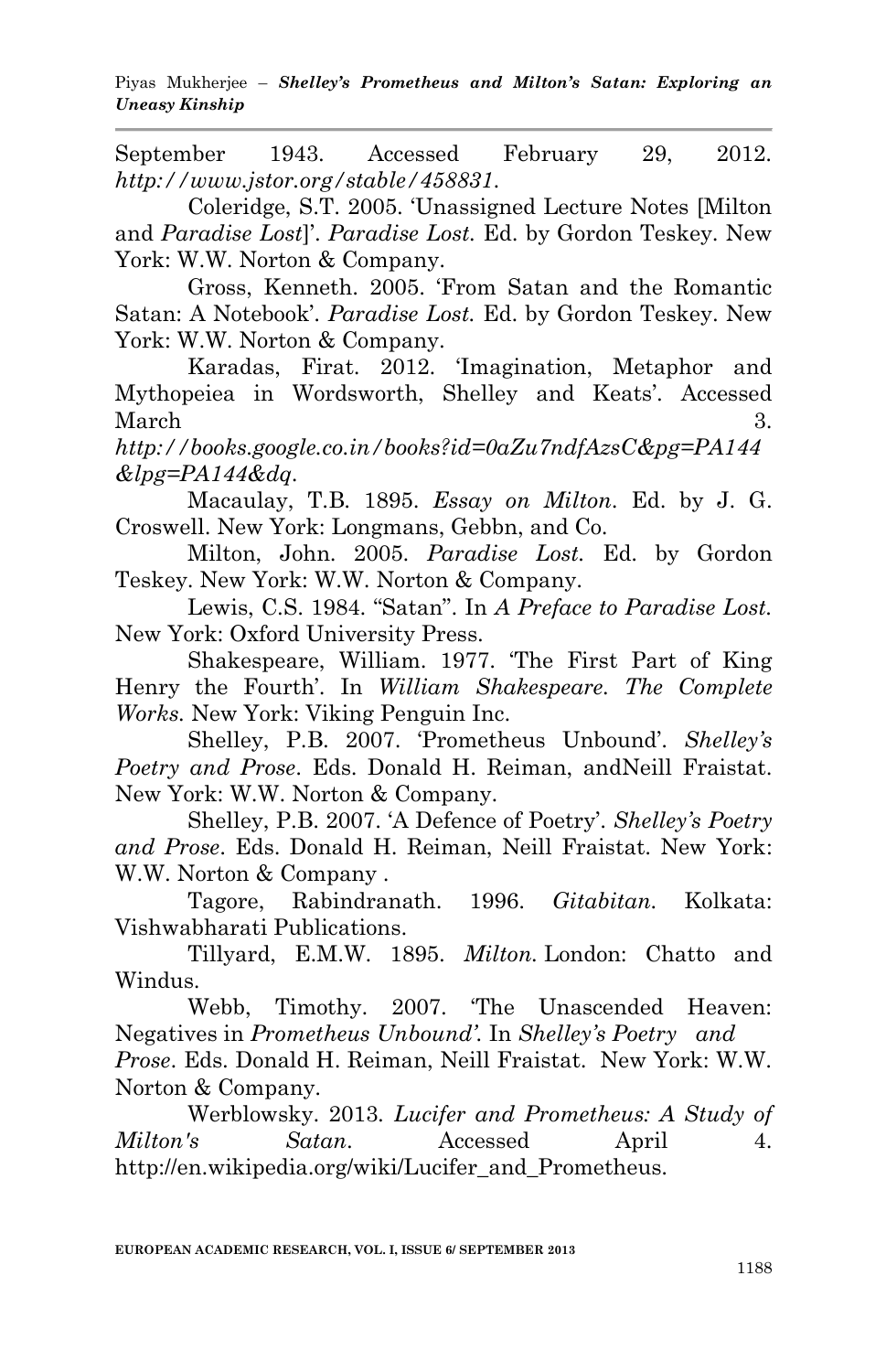September 1943. Accessed February 29, 2012. *http://www.jstor.org/stable/458831*.

Coleridge, S.T. 2005. 'Unassigned Lecture Notes [Milton and *Paradise Lost*]'. *Paradise Lost.* Ed. by Gordon Teskey. New York: W.W. Norton & Company.

Gross, Kenneth. 2005. 'From Satan and the Romantic Satan: A Notebook'. *Paradise Lost.* Ed. by Gordon Teskey. New York: W.W. Norton & Company.

Karadas, Firat. 2012. 'Imagination, Metaphor and Mythopeiea in Wordsworth, Shelley and Keats'. Accessed March 3. *http://books.google.co.in/books?id=0aZu7ndfAzsC&pg=PA144&lpg=PA144&dq*.

Macaulay, T.B. 1895. *Essay on Milton*. Ed. by J. G. Croswell. New York: Longmans, Gebbn, and Co.

Milton, John. 2005. *Paradise Lost.* Ed. by Gordon Teskey. New York: W.W. Norton & Company.

Lewis, C.S. 1984. "Satan". In *A Preface to Paradise Lost.* New York: Oxford University Press.

Shakespeare, William. 1977. 'The First Part of King Henry the Fourth'. In *William Shakespeare. The Complete Works*. New York: Viking Penguin Inc.

Shelley, P.B. 2007. 'Prometheus Unbound'. *Shelley's Poetry and Prose*. Eds. Donald H. Reiman, andNeill Fraistat. New York: W.W. Norton & Company.

Shelley, P.B. 2007. 'A Defence of Poetry'. *Shelley's Poetry and Prose*. Eds. Donald H. Reiman, Neill Fraistat. New York: W.W. Norton & Company .

Tagore, Rabindranath. 1996. *Gitabitan.* Kolkata: Vishwabharati Publications.

Tillyard, E.M.W. 1895. *Milton.* London: Chatto and Windus.

Webb, Timothy. 2007. 'The Unascended Heaven: Negatives in *Prometheus Unbound'*. In *Shelley's Poetry and Prose*. Eds. Donald H. Reiman, Neill Fraistat. New York: W.W. Norton & Company.

Werblowsky. 2013. *Lucifer and Prometheus: A Study of Milton's Satan*. Accessed April 4. http://en.wikipedia.org/wiki/Lucifer_and_Prometheus.